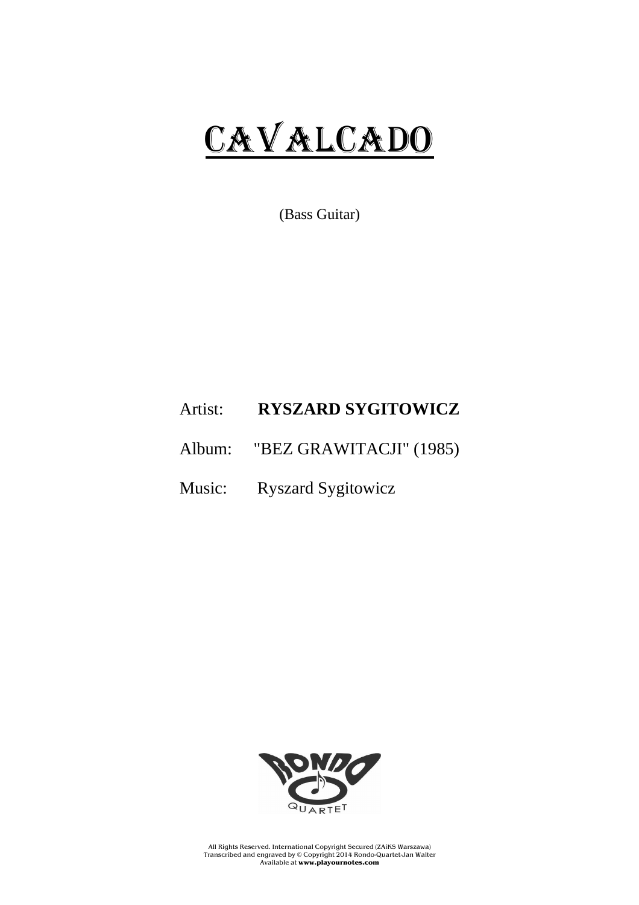# CAVALCADO

(Bass Guitar)

Artist: **RYSZARD SYGITOWICZ**

Album: "BEZ GRAWITACJI" (1985)

Music: Ryszard Sygitowicz

All Rights Reserved. International Copyright Secured (ZAiKS Warszawa)
Transcribed and engraved by © Copyright 2014 Rondo-Quartet-Jan Walter
Available at **www.playournotes.com**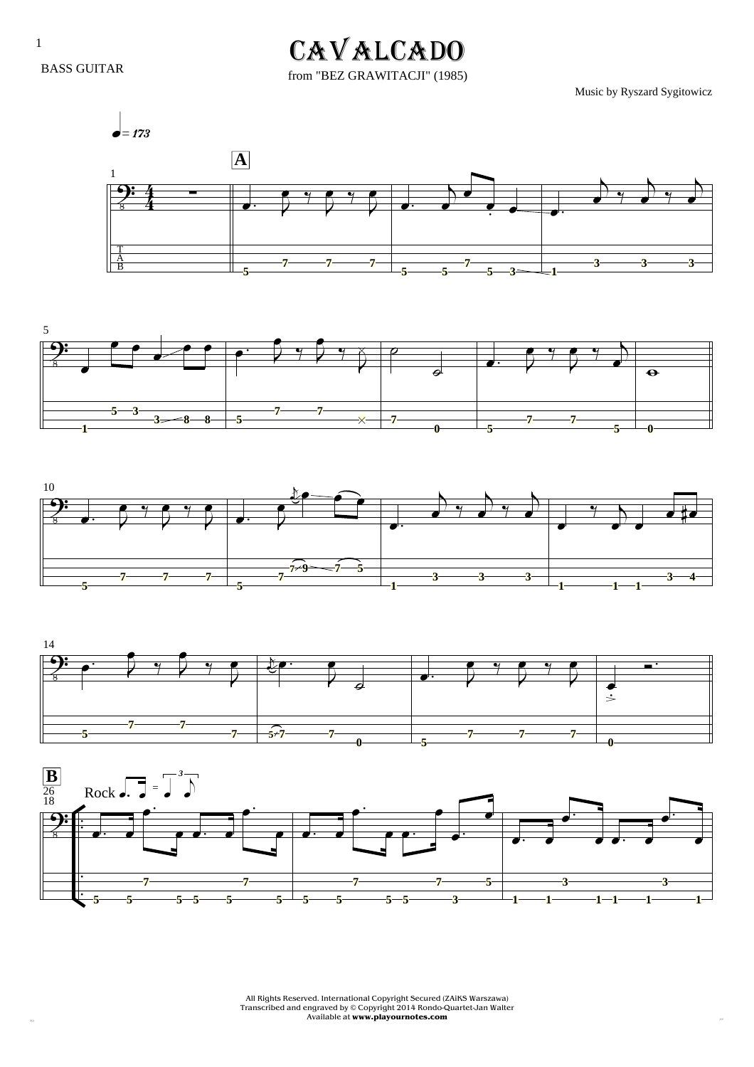# CAVALCADO

BASS GUITAR

from "BEZ GRAWITACJI" (1985)

Music by Ryszard Sygitowicz

All Rights Reserved. International Copyright Secured (ZAiKS Warszawa)
Transcribed and engraved by © Copyright 2014 Rondo-Quartet-Jan Walter
Available at **www.playournotes.com**